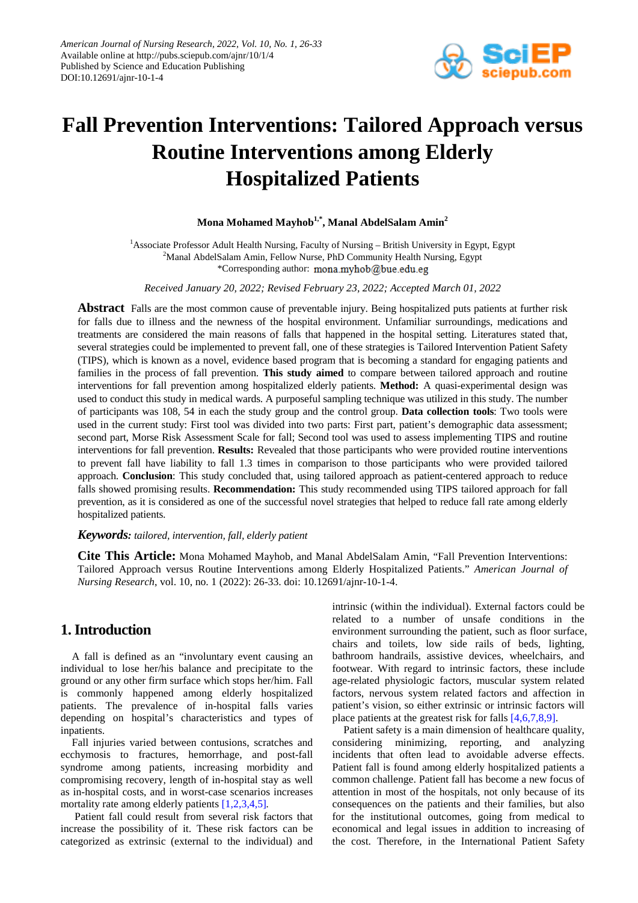American Journal of Nursing Research, 2022, Vol. 10, No. 1, 26-33
Available online at http://pubs.sciepub.com/ajnr/10/1/4
Published by Science and Education Publishing
DOI:10.12691/ajnr-10-1-4

# Fall Prevention Interventions: Tailored Approach versus Routine Interventions among Elderly Hospitalized Patients

**Mona Mohamed Mayhob[1,*], Manal AbdelSalam Amin[2]**

[1]Associate Professor Adult Health Nursing, Faculty of Nursing – British University in Egypt, Egypt
[2]Manal AbdelSalam Amin, Fellow Nurse, PhD Community Health Nursing, Egypt
*Corresponding author: mona.myhob@bue.edu.eg

*Received January 20, 2022; Revised February 23, 2022; Accepted March 01, 2022*

**Abstract** Falls are the most common cause of preventable injury. Being hospitalized puts patients at further risk for falls due to illness and the newness of the hospital environment. Unfamiliar surroundings, medications and treatments are considered the main reasons of falls that happened in the hospital setting. Literatures stated that, several strategies could be implemented to prevent fall, one of these strategies is Tailored Intervention Patient Safety (TIPS), which is known as a novel, evidence based program that is becoming a standard for engaging patients and families in the process of fall prevention. **This study aimed** to compare between tailored approach and routine interventions for fall prevention among hospitalized elderly patients. **Method:** A quasi-experimental design was used to conduct this study in medical wards. A purposeful sampling technique was utilized in this study. The number of participants was 108, 54 in each the study group and the control group. **Data collection tools**: Two tools were used in the current study: First tool was divided into two parts: First part, patient's demographic data assessment; second part, Morse Risk Assessment Scale for fall; Second tool was used to assess implementing TIPS and routine interventions for fall prevention. **Results:** Revealed that those participants who were provided routine interventions to prevent fall have liability to fall 1.3 times in comparison to those participants who were provided tailored approach. **Conclusion**: This study concluded that, using tailored approach as patient-centered approach to reduce falls showed promising results. **Recommendation:** This study recommended using TIPS tailored approach for fall prevention, as it is considered as one of the successful novel strategies that helped to reduce fall rate among elderly hospitalized patients.

***Keywords:*** *tailored, intervention, fall, elderly patient*

**Cite This Article:** Mona Mohamed Mayhob, and Manal AbdelSalam Amin, "Fall Prevention Interventions: Tailored Approach versus Routine Interventions among Elderly Hospitalized Patients." *American Journal of Nursing Research*, vol. 10, no. 1 (2022): 26-33. doi: 10.12691/ajnr-10-1-4.

## 1. Introduction

A fall is defined as an "involuntary event causing an individual to lose her/his balance and precipitate to the ground or any other firm surface which stops her/him. Fall is commonly happened among elderly hospitalized patients. The prevalence of in-hospital falls varies depending on hospital's characteristics and types of inpatients.

Fall injuries varied between contusions, scratches and ecchymosis to fractures, hemorrhage, and post-fall syndrome among patients, increasing morbidity and compromising recovery, length of in-hospital stay as well as in-hospital costs, and in worst-case scenarios increases mortality rate among elderly patients [1,2,3,4,5].

Patient fall could result from several risk factors that increase the possibility of it. These risk factors can be categorized as extrinsic (external to the individual) and intrinsic (within the individual). External factors could be related to a number of unsafe conditions in the environment surrounding the patient, such as floor surface, chairs and toilets, low side rails of beds, lighting, bathroom handrails, assistive devices, wheelchairs, and footwear. With regard to intrinsic factors, these include age-related physiologic factors, muscular system related factors, nervous system related factors and affection in patient's vision, so either extrinsic or intrinsic factors will place patients at the greatest risk for falls [4,6,7,8,9].

Patient safety is a main dimension of healthcare quality, considering minimizing, reporting, and analyzing incidents that often lead to avoidable adverse effects. Patient fall is found among elderly hospitalized patients a common challenge. Patient fall has become a new focus of attention in most of the hospitals, not only because of its consequences on the patients and their families, but also for the institutional outcomes, going from medical to economical and legal issues in addition to increasing of the cost. Therefore, in the International Patient Safety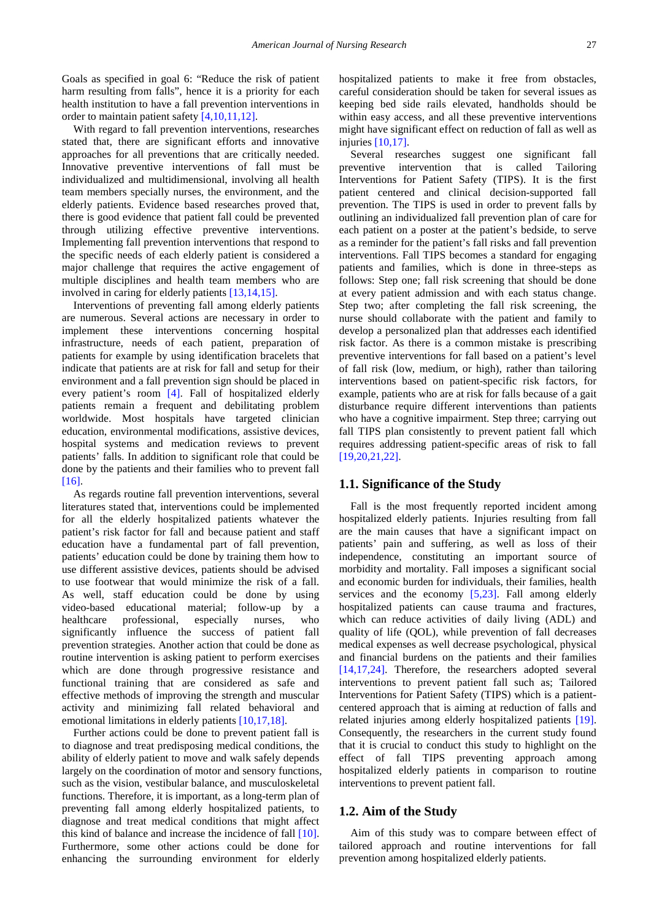Goals as specified in goal 6: "Reduce the risk of patient harm resulting from falls", hence it is a priority for each health institution to have a fall prevention interventions in order to maintain patient safety [4,10,11,12].

With regard to fall prevention interventions, researches stated that, there are significant efforts and innovative approaches for all preventions that are critically needed. Innovative preventive interventions of fall must be individualized and multidimensional, involving all health team members specially nurses, the environment, and the elderly patients. Evidence based researches proved that, there is good evidence that patient fall could be prevented through utilizing effective preventive interventions. Implementing fall prevention interventions that respond to the specific needs of each elderly patient is considered a major challenge that requires the active engagement of multiple disciplines and health team members who are involved in caring for elderly patients [13,14,15].

Interventions of preventing fall among elderly patients are numerous. Several actions are necessary in order to implement these interventions concerning hospital infrastructure, needs of each patient, preparation of patients for example by using identification bracelets that indicate that patients are at risk for fall and setup for their environment and a fall prevention sign should be placed in every patient's room [4]. Fall of hospitalized elderly patients remain a frequent and debilitating problem worldwide. Most hospitals have targeted clinician education, environmental modifications, assistive devices, hospital systems and medication reviews to prevent patients' falls. In addition to significant role that could be done by the patients and their families who to prevent fall [16].

As regards routine fall prevention interventions, several literatures stated that, interventions could be implemented for all the elderly hospitalized patients whatever the patient's risk factor for fall and because patient and staff education have a fundamental part of fall prevention, patients' education could be done by training them how to use different assistive devices, patients should be advised to use footwear that would minimize the risk of a fall. As well, staff education could be done by using video-based educational material; follow-up by a healthcare professional, especially nurses, who significantly influence the success of patient fall prevention strategies. Another action that could be done as routine intervention is asking patient to perform exercises which are done through progressive resistance and functional training that are considered as safe and effective methods of improving the strength and muscular activity and minimizing fall related behavioral and emotional limitations in elderly patients [10,17,18].

Further actions could be done to prevent patient fall is to diagnose and treat predisposing medical conditions, the ability of elderly patient to move and walk safely depends largely on the coordination of motor and sensory functions, such as the vision, vestibular balance, and musculoskeletal functions. Therefore, it is important, as a long-term plan of preventing fall among elderly hospitalized patients, to diagnose and treat medical conditions that might affect this kind of balance and increase the incidence of fall [10]. Furthermore, some other actions could be done for enhancing the surrounding environment for elderly hospitalized patients to make it free from obstacles, careful consideration should be taken for several issues as keeping bed side rails elevated, handholds should be within easy access, and all these preventive interventions might have significant effect on reduction of fall as well as injuries [10,17].

Several researches suggest one significant fall preventive intervention that is called Tailoring Interventions for Patient Safety (TIPS). It is the first patient centered and clinical decision-supported fall prevention. The TIPS is used in order to prevent falls by outlining an individualized fall prevention plan of care for each patient on a poster at the patient's bedside, to serve as a reminder for the patient's fall risks and fall prevention interventions. Fall TIPS becomes a standard for engaging patients and families, which is done in three-steps as follows: Step one; fall risk screening that should be done at every patient admission and with each status change. Step two; after completing the fall risk screening, the nurse should collaborate with the patient and family to develop a personalized plan that addresses each identified risk factor. As there is a common mistake is prescribing preventive interventions for fall based on a patient's level of fall risk (low, medium, or high), rather than tailoring interventions based on patient-specific risk factors, for example, patients who are at risk for falls because of a gait disturbance require different interventions than patients who have a cognitive impairment. Step three; carrying out fall TIPS plan consistently to prevent patient fall which requires addressing patient-specific areas of risk to fall [19,20,21,22].

## 1.1. Significance of the Study

Fall is the most frequently reported incident among hospitalized elderly patients. Injuries resulting from fall are the main causes that have a significant impact on patients' pain and suffering, as well as loss of their independence, constituting an important source of morbidity and mortality. Fall imposes a significant social and economic burden for individuals, their families, health services and the economy [5,23]. Fall among elderly hospitalized patients can cause trauma and fractures, which can reduce activities of daily living (ADL) and quality of life (QOL), while prevention of fall decreases medical expenses as well decrease psychological, physical and financial burdens on the patients and their families [14,17,24]. Therefore, the researchers adopted several interventions to prevent patient fall such as; Tailored Interventions for Patient Safety (TIPS) which is a patient-centered approach that is aiming at reduction of falls and related injuries among elderly hospitalized patients [19]. Consequently, the researchers in the current study found that it is crucial to conduct this study to highlight on the effect of fall TIPS preventing approach among hospitalized elderly patients in comparison to routine interventions to prevent patient fall.

## 1.2. Aim of the Study

Aim of this study was to compare between effect of tailored approach and routine interventions for fall prevention among hospitalized elderly patients.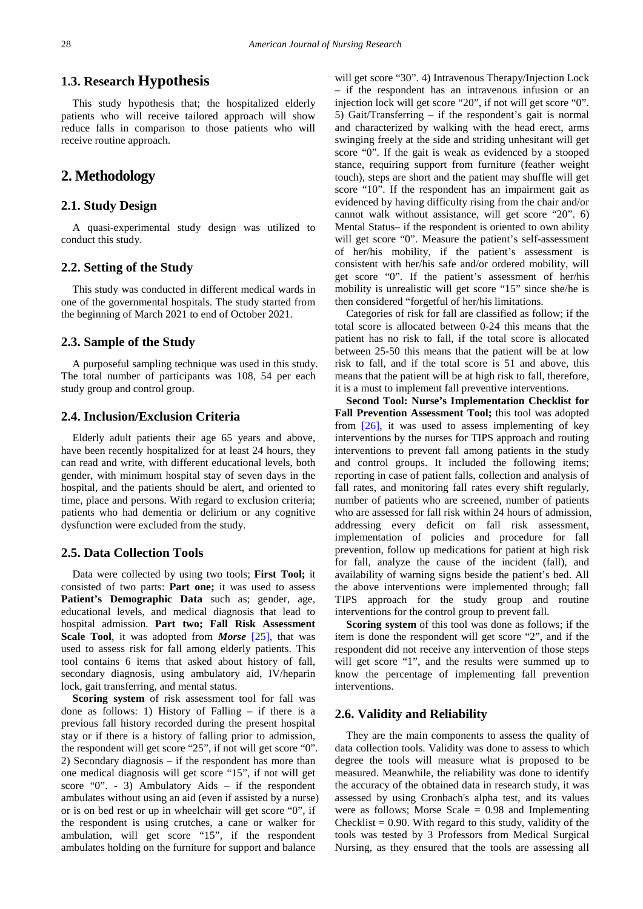## 1.3. Research Hypothesis

This study hypothesis that; the hospitalized elderly patients who will receive tailored approach will show reduce falls in comparison to those patients who will receive routine approach.

# 2. Methodology

## 2.1. Study Design

A quasi-experimental study design was utilized to conduct this study.

## 2.2. Setting of the Study

This study was conducted in different medical wards in one of the governmental hospitals. The study started from the beginning of March 2021 to end of October 2021.

## 2.3. Sample of the Study

A purposeful sampling technique was used in this study. The total number of participants was 108, 54 per each study group and control group.

## 2.4. Inclusion/Exclusion Criteria

Elderly adult patients their age 65 years and above, have been recently hospitalized for at least 24 hours, they can read and write, with different educational levels, both gender, with minimum hospital stay of seven days in the hospital, and the patients should be alert, and oriented to time, place and persons. With regard to exclusion criteria; patients who had dementia or delirium or any cognitive dysfunction were excluded from the study.

## 2.5. Data Collection Tools

Data were collected by using two tools; **First Tool;** it consisted of two parts: **Part one;** it was used to assess **Patient's Demographic Data** such as; gender, age, educational levels, and medical diagnosis that lead to hospital admission. **Part two; Fall Risk Assessment Scale Tool**, it was adopted from ***Morse*** [25], that was used to assess risk for fall among elderly patients. This tool contains 6 items that asked about history of fall, secondary diagnosis, using ambulatory aid, IV/heparin lock, gait transferring, and mental status.

**Scoring system** of risk assessment tool for fall was done as follows: 1) History of Falling – if there is a previous fall history recorded during the present hospital stay or if there is a history of falling prior to admission, the respondent will get score "25", if not will get score "0". 2) Secondary diagnosis – if the respondent has more than one medical diagnosis will get score "15", if not will get score "0". - 3) Ambulatory Aids – if the respondent ambulates without using an aid (even if assisted by a nurse) or is on bed rest or up in wheelchair will get score "0", if the respondent is using crutches, a cane or walker for ambulation, will get score "15", if the respondent ambulates holding on the furniture for support and balance will get score "30". 4) Intravenous Therapy/Injection Lock – if the respondent has an intravenous infusion or an injection lock will get score "20", if not will get score "0". 5) Gait/Transferring – if the respondent's gait is normal and characterized by walking with the head erect, arms swinging freely at the side and striding unhesitant will get score "0". If the gait is weak as evidenced by a stooped stance, requiring support from furniture (feather weight touch), steps are short and the patient may shuffle will get score "10". If the respondent has an impairment gait as evidenced by having difficulty rising from the chair and/or cannot walk without assistance, will get score "20". 6) Mental Status– if the respondent is oriented to own ability will get score "0". Measure the patient's self-assessment of her/his mobility, if the patient's assessment is consistent with her/his safe and/or ordered mobility, will get score "0". If the patient's assessment of her/his mobility is unrealistic will get score "15" since she/he is then considered "forgetful of her/his limitations.

Categories of risk for fall are classified as follow; if the total score is allocated between 0-24 this means that the patient has no risk to fall, if the total score is allocated between 25-50 this means that the patient will be at low risk to fall, and if the total score is 51 and above, this means that the patient will be at high risk to fall, therefore, it is a must to implement fall preventive interventions.

**Second Tool: Nurse's Implementation Checklist for Fall Prevention Assessment Tool;** this tool was adopted from [26], it was used to assess implementing of key interventions by the nurses for TIPS approach and routing interventions to prevent fall among patients in the study and control groups. It included the following items; reporting in case of patient falls, collection and analysis of fall rates, and monitoring fall rates every shift regularly, number of patients who are screened, number of patients who are assessed for fall risk within 24 hours of admission, addressing every deficit on fall risk assessment, implementation of policies and procedure for fall prevention, follow up medications for patient at high risk for fall, analyze the cause of the incident (fall), and availability of warning signs beside the patient's bed. All the above interventions were implemented through; fall TIPS approach for the study group and routine interventions for the control group to prevent fall.

**Scoring system** of this tool was done as follows; if the item is done the respondent will get score "2", and if the respondent did not receive any intervention of those steps will get score "1", and the results were summed up to know the percentage of implementing fall prevention interventions.

## 2.6. Validity and Reliability

They are the main components to assess the quality of data collection tools. Validity was done to assess to which degree the tools will measure what is proposed to be measured. Meanwhile, the reliability was done to identify the accuracy of the obtained data in research study, it was assessed by using Cronbach's alpha test, and its values were as follows; Morse Scale = 0.98 and Implementing Checklist = 0.90. With regard to this study, validity of the tools was tested by 3 Professors from Medical Surgical Nursing, as they ensured that the tools are assessing all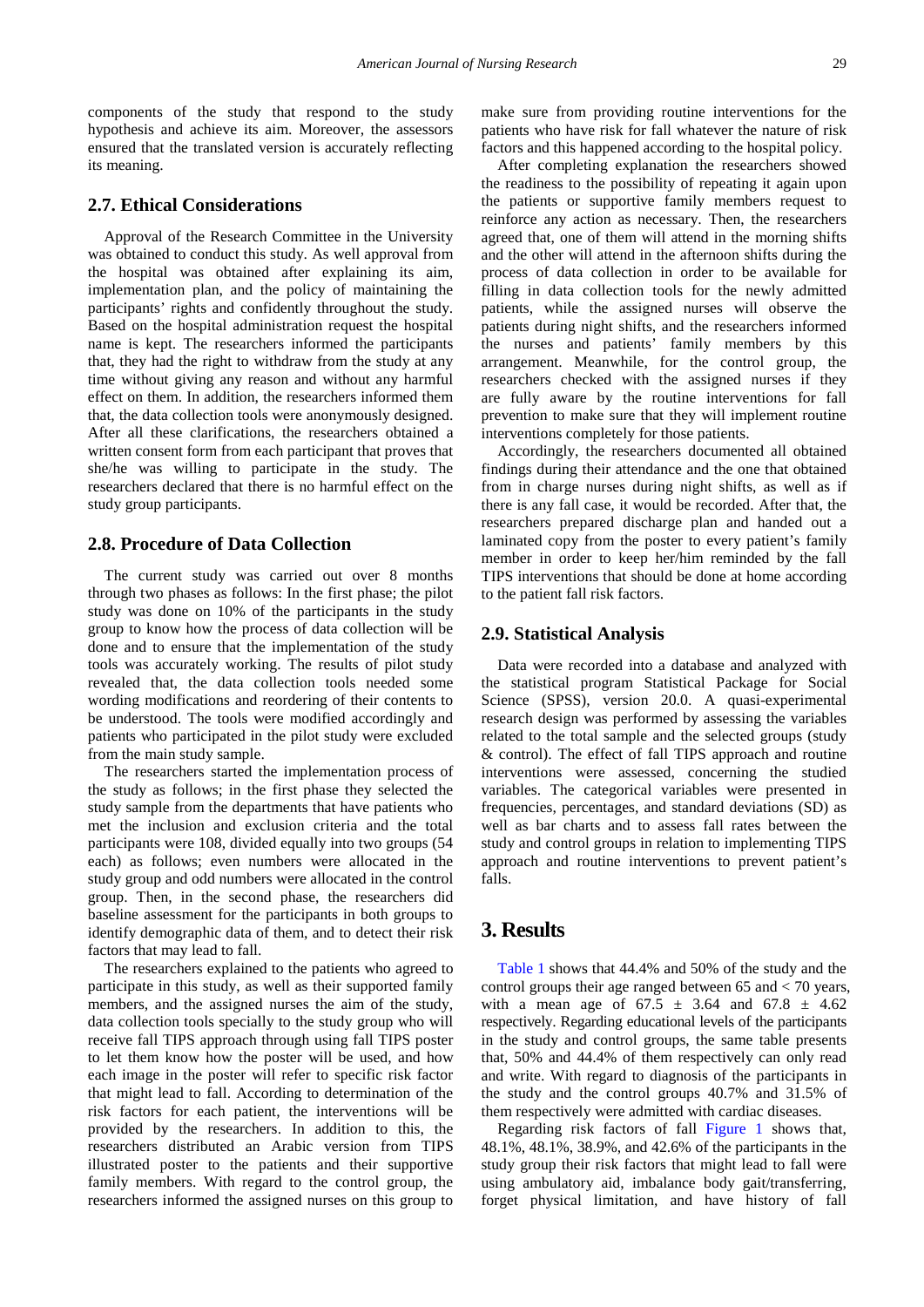components of the study that respond to the study hypothesis and achieve its aim. Moreover, the assessors ensured that the translated version is accurately reflecting its meaning.

## 2.7. Ethical Considerations

Approval of the Research Committee in the University was obtained to conduct this study. As well approval from the hospital was obtained after explaining its aim, implementation plan, and the policy of maintaining the participants' rights and confidently throughout the study. Based on the hospital administration request the hospital name is kept. The researchers informed the participants that, they had the right to withdraw from the study at any time without giving any reason and without any harmful effect on them. In addition, the researchers informed them that, the data collection tools were anonymously designed. After all these clarifications, the researchers obtained a written consent form from each participant that proves that she/he was willing to participate in the study. The researchers declared that there is no harmful effect on the study group participants.

## 2.8. Procedure of Data Collection

The current study was carried out over 8 months through two phases as follows: In the first phase; the pilot study was done on 10% of the participants in the study group to know how the process of data collection will be done and to ensure that the implementation of the study tools was accurately working. The results of pilot study revealed that, the data collection tools needed some wording modifications and reordering of their contents to be understood. The tools were modified accordingly and patients who participated in the pilot study were excluded from the main study sample.

The researchers started the implementation process of the study as follows; in the first phase they selected the study sample from the departments that have patients who met the inclusion and exclusion criteria and the total participants were 108, divided equally into two groups (54 each) as follows; even numbers were allocated in the study group and odd numbers were allocated in the control group. Then, in the second phase, the researchers did baseline assessment for the participants in both groups to identify demographic data of them, and to detect their risk factors that may lead to fall.

The researchers explained to the patients who agreed to participate in this study, as well as their supported family members, and the assigned nurses the aim of the study, data collection tools specially to the study group who will receive fall TIPS approach through using fall TIPS poster to let them know how the poster will be used, and how each image in the poster will refer to specific risk factor that might lead to fall. According to determination of the risk factors for each patient, the interventions will be provided by the researchers. In addition to this, the researchers distributed an Arabic version from TIPS illustrated poster to the patients and their supportive family members. With regard to the control group, the researchers informed the assigned nurses on this group to make sure from providing routine interventions for the patients who have risk for fall whatever the nature of risk factors and this happened according to the hospital policy.

After completing explanation the researchers showed the readiness to the possibility of repeating it again upon the patients or supportive family members request to reinforce any action as necessary. Then, the researchers agreed that, one of them will attend in the morning shifts and the other will attend in the afternoon shifts during the process of data collection in order to be available for filling in data collection tools for the newly admitted patients, while the assigned nurses will observe the patients during night shifts, and the researchers informed the nurses and patients' family members by this arrangement. Meanwhile, for the control group, the researchers checked with the assigned nurses if they are fully aware by the routine interventions for fall prevention to make sure that they will implement routine interventions completely for those patients.

Accordingly, the researchers documented all obtained findings during their attendance and the one that obtained from in charge nurses during night shifts, as well as if there is any fall case, it would be recorded. After that, the researchers prepared discharge plan and handed out a laminated copy from the poster to every patient's family member in order to keep her/him reminded by the fall TIPS interventions that should be done at home according to the patient fall risk factors.

## 2.9. Statistical Analysis

Data were recorded into a database and analyzed with the statistical program Statistical Package for Social Science (SPSS), version 20.0. A quasi-experimental research design was performed by assessing the variables related to the total sample and the selected groups (study & control). The effect of fall TIPS approach and routine interventions were assessed, concerning the studied variables. The categorical variables were presented in frequencies, percentages, and standard deviations (SD) as well as bar charts and to assess fall rates between the study and control groups in relation to implementing TIPS approach and routine interventions to prevent patient's falls.

# 3. Results

Table 1 shows that 44.4% and 50% of the study and the control groups their age ranged between 65 and < 70 years, with a mean age of 67.5 ± 3.64 and 67.8 ± 4.62 respectively. Regarding educational levels of the participants in the study and control groups, the same table presents that, 50% and 44.4% of them respectively can only read and write. With regard to diagnosis of the participants in the study and the control groups 40.7% and 31.5% of them respectively were admitted with cardiac diseases.

Regarding risk factors of fall Figure 1 shows that, 48.1%, 48.1%, 38.9%, and 42.6% of the participants in the study group their risk factors that might lead to fall were using ambulatory aid, imbalance body gait/transferring, forget physical limitation, and have history of fall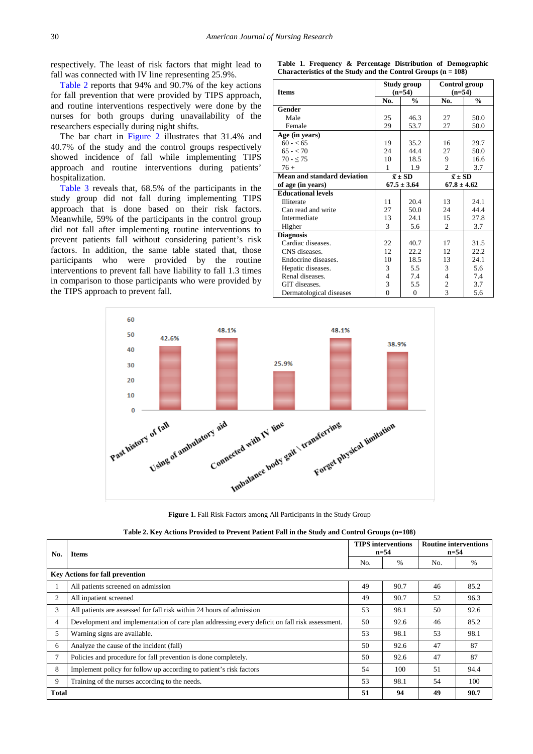respectively. The least of risk factors that might lead to fall was connected with IV line representing 25.9%.

Table 2 reports that 94% and 90.7% of the key actions for fall prevention that were provided by TIPS approach, and routine interventions respectively were done by the nurses for both groups during unavailability of the researchers especially during night shifts.

The bar chart in Figure 2 illustrates that 31.4% and 40.7% of the study and the control groups respectively showed incidence of fall while implementing TIPS approach and routine interventions during patients' hospitalization.

Table 3 reveals that, 68.5% of the participants in the study group did not fall during implementing TIPS approach that is done based on their risk factors. Meanwhile, 59% of the participants in the control group did not fall after implementing routine interventions to prevent patients fall without considering patient's risk factors. In addition, the same table stated that, those participants who were provided by the routine interventions to prevent fall have liability to fall 1.3 times in comparison to those participants who were provided by the TIPS approach to prevent fall.

**Table 1. Frequency & Percentage Distribution of Demographic Characteristics of the Study and the Control Groups (n = 108)**

| Items | Study group (n=54) | | Control group (n=54) | |
|---|---|---|---|---|
| | No. | % | No. | % |
| **Gender** | | | | |
| Male | 25 | 46.3 | 27 | 50.0 |
| Female | 29 | 53.7 | 27 | 50.0 |
| **Age (in years)** | | | | |
| 60 - < 65 | 19 | 35.2 | 16 | 29.7 |
| 65 - < 70 | 24 | 44.4 | 27 | 50.0 |
| 70 - ≤ 75 | 10 | 18.5 | 9 | 16.6 |
| 76 + | 1 | 1.9 | 2 | 3.7 |
| **Mean and standard deviation of age (in years)** | $\bar{x} \pm$ SD 67.5 ± 3.64 | | $\bar{x} \pm$ SD 67.8 ± 4.62 | |
| **Educational levels** | | | | |
| Illiterate | 11 | 20.4 | 13 | 24.1 |
| Can read and write | 27 | 50.0 | 24 | 44.4 |
| Intermediate | 13 | 24.1 | 15 | 27.8 |
| Higher | 3 | 5.6 | 2 | 3.7 |
| **Diagnosis** | | | | |
| Cardiac diseases. | 22 | 40.7 | 17 | 31.5 |
| CNS diseases. | 12 | 22.2 | 12 | 22.2 |
| Endocrine diseases. | 10 | 18.5 | 13 | 24.1 |
| Hepatic diseases. | 3 | 5.5 | 3 | 5.6 |
| Renal diseases. | 4 | 7.4 | 4 | 7.4 |
| GIT diseases. | 3 | 5.5 | 2 | 3.7 |
| Dermatological diseases | 0 | 0 | 3 | 5.6 |

**Figure 1.** Fall Risk Factors among All Participants in the Study Group

**Table 2. Key Actions Provided to Prevent Patient Fall in the Study and Control Groups (n=108)**

| No. | Items | TIPS interventions n=54 | | Routine interventions n=54 | |
|---|---|---|---|---|---|
| | | No. | % | No. | % |
| **Key Actions for fall prevention** | | | | | |
| 1 | All patients screened on admission | 49 | 90.7 | 46 | 85.2 |
| 2 | All inpatient screened | 49 | 90.7 | 52 | 96.3 |
| 3 | All patients are assessed for fall risk within 24 hours of admission | 53 | 98.1 | 50 | 92.6 |
| 4 | Development and implementation of care plan addressing every deficit on fall risk assessment. | 50 | 92.6 | 46 | 85.2 |
| 5 | Warning signs are available. | 53 | 98.1 | 53 | 98.1 |
| 6 | Analyze the cause of the incident (fall) | 50 | 92.6 | 47 | 87 |
| 7 | Policies and procedure for fall prevention is done completely. | 50 | 92.6 | 47 | 87 |
| 8 | Implement policy for follow up according to patient's risk factors | 54 | 100 | 51 | 94.4 |
| 9 | Training of the nurses according to the needs. | 53 | 98.1 | 54 | 100 |
| **Total** | | **51** | **94** | **49** | **90.7** |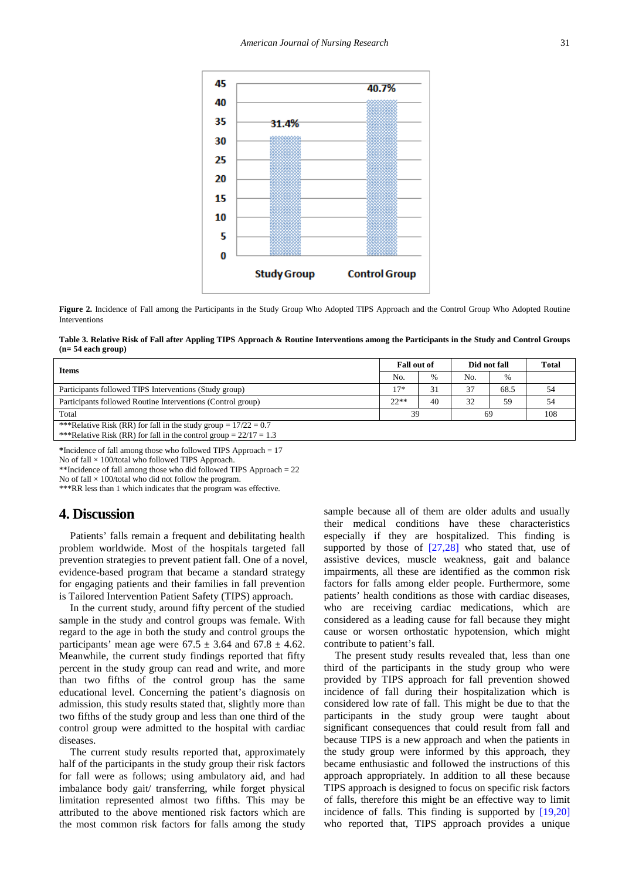Figure 2. Incidence of Fall among the Participants in the Study Group Who Adopted TIPS Approach and the Control Group Who Adopted Routine Interventions

**Table 3. Relative Risk of Fall after Appling TIPS Approach & Routine Interventions among the Participants in the Study and Control Groups (n= 54 each group)**

| Items | Fall out of | | Did not fall | | Total |
|---|---|---|---|---|---|
| | No. | % | No. | % | |
| Participants followed TIPS Interventions (Study group) | 17* | 31 | 37 | 68.5 | 54 |
| Participants followed Routine Interventions (Control group) | 22** | 40 | 32 | 59 | 54 |
| Total | 39 | | 69 | | 108 |
| ***Relative Risk (RR) for fall in the study group = 17/22 = 0.7<br>***Relative Risk (RR) for fall in the control group = 22/17 = 1.3 | | | | | |

*Incidence of fall among those who followed TIPS Approach = 17
No of fall × 100/total who followed TIPS Approach.
**Incidence of fall among those who did followed TIPS Approach = 22
No of fall × 100/total who did not follow the program.
***RR less than 1 which indicates that the program was effective.

## 4. Discussion

Patients' falls remain a frequent and debilitating health problem worldwide. Most of the hospitals targeted fall prevention strategies to prevent patient fall. One of a novel, evidence-based program that became a standard strategy for engaging patients and their families in fall prevention is Tailored Intervention Patient Safety (TIPS) approach.

In the current study, around fifty percent of the studied sample in the study and control groups was female. With regard to the age in both the study and control groups the participants' mean age were $67.5 \pm 3.64$ and $67.8 \pm 4.62$. Meanwhile, the current study findings reported that fifty percent in the study group can read and write, and more than two fifths of the control group has the same educational level. Concerning the patient's diagnosis on admission, this study results stated that, slightly more than two fifths of the study group and less than one third of the control group were admitted to the hospital with cardiac diseases.

The current study results reported that, approximately half of the participants in the study group their risk factors for fall were as follows; using ambulatory aid, and had imbalance body gait/ transferring, while forget physical limitation represented almost two fifths. This may be attributed to the above mentioned risk factors which are the most common risk factors for falls among the study sample because all of them are older adults and usually their medical conditions have these characteristics especially if they are hospitalized. This finding is supported by those of [27,28] who stated that, use of assistive devices, muscle weakness, gait and balance impairments, all these are identified as the common risk factors for falls among elder people. Furthermore, some patients' health conditions as those with cardiac diseases, who are receiving cardiac medications, which are considered as a leading cause for fall because they might cause or worsen orthostatic hypotension, which might contribute to patient's fall.

The present study results revealed that, less than one third of the participants in the study group who were provided by TIPS approach for fall prevention showed incidence of fall during their hospitalization which is considered low rate of fall. This might be due to that the participants in the study group were taught about significant consequences that could result from fall and because TIPS is a new approach and when the patients in the study group were informed by this approach, they became enthusiastic and followed the instructions of this approach appropriately. In addition to all these because TIPS approach is designed to focus on specific risk factors of falls, therefore this might be an effective way to limit incidence of falls. This finding is supported by [19,20] who reported that, TIPS approach provides a unique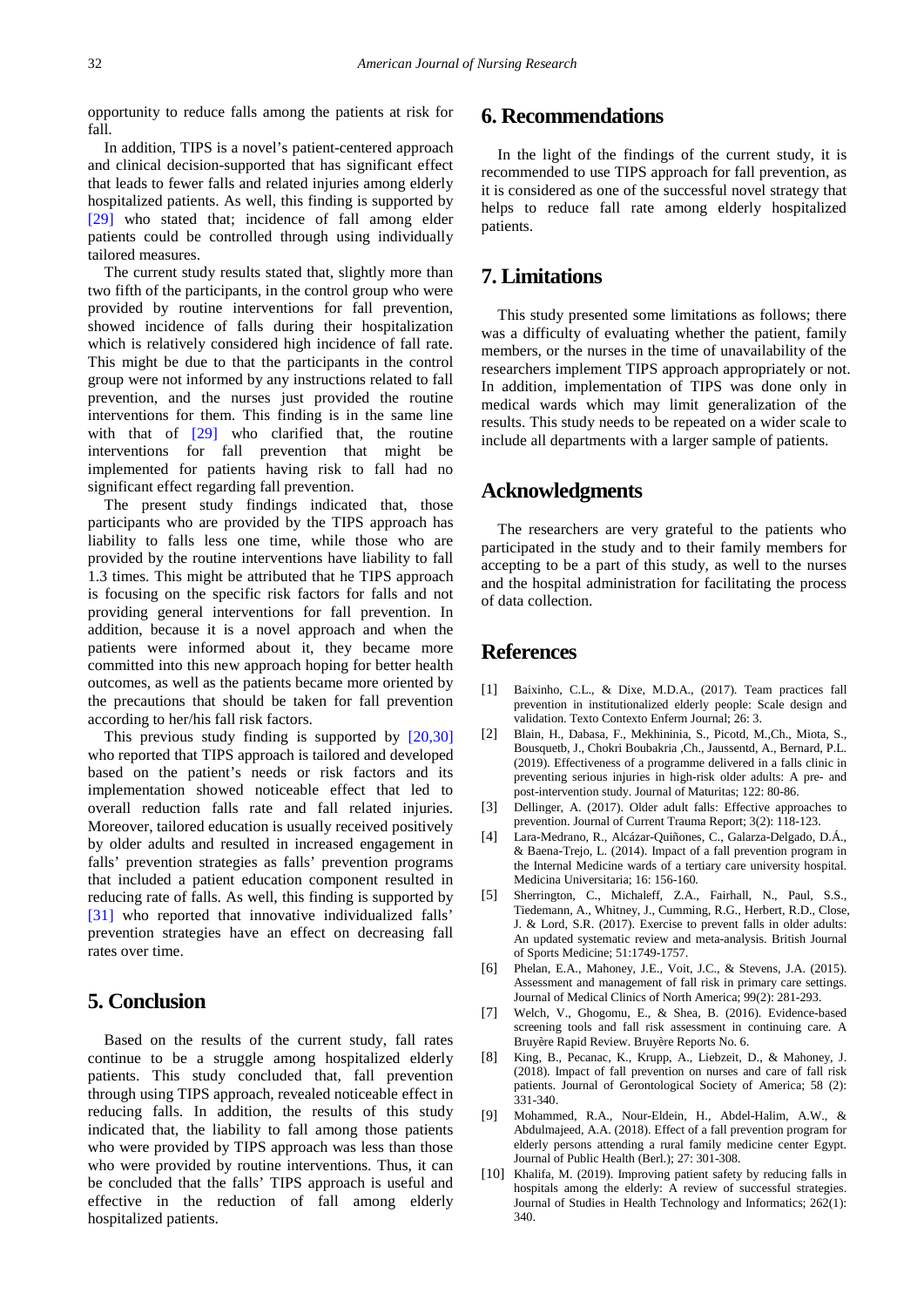opportunity to reduce falls among the patients at risk for fall.

In addition, TIPS is a novel's patient-centered approach and clinical decision-supported that has significant effect that leads to fewer falls and related injuries among elderly hospitalized patients. As well, this finding is supported by [29] who stated that; incidence of fall among elder patients could be controlled through using individually tailored measures.

The current study results stated that, slightly more than two fifth of the participants, in the control group who were provided by routine interventions for fall prevention, showed incidence of falls during their hospitalization which is relatively considered high incidence of fall rate. This might be due to that the participants in the control group were not informed by any instructions related to fall prevention, and the nurses just provided the routine interventions for them. This finding is in the same line with that of [29] who clarified that, the routine interventions for fall prevention that might be implemented for patients having risk to fall had no significant effect regarding fall prevention.

The present study findings indicated that, those participants who are provided by the TIPS approach has liability to falls less one time, while those who are provided by the routine interventions have liability to fall 1.3 times. This might be attributed that he TIPS approach is focusing on the specific risk factors for falls and not providing general interventions for fall prevention. In addition, because it is a novel approach and when the patients were informed about it, they became more committed into this new approach hoping for better health outcomes, as well as the patients became more oriented by the precautions that should be taken for fall prevention according to her/his fall risk factors.

This previous study finding is supported by [20,30] who reported that TIPS approach is tailored and developed based on the patient's needs or risk factors and its implementation showed noticeable effect that led to overall reduction falls rate and fall related injuries. Moreover, tailored education is usually received positively by older adults and resulted in increased engagement in falls' prevention strategies as falls' prevention programs that included a patient education component resulted in reducing rate of falls. As well, this finding is supported by [31] who reported that innovative individualized falls' prevention strategies have an effect on decreasing fall rates over time.

# 5. Conclusion

Based on the results of the current study, fall rates continue to be a struggle among hospitalized elderly patients. This study concluded that, fall prevention through using TIPS approach, revealed noticeable effect in reducing falls. In addition, the results of this study indicated that, the liability to fall among those patients who were provided by TIPS approach was less than those who were provided by routine interventions. Thus, it can be concluded that the falls' TIPS approach is useful and effective in the reduction of fall among elderly hospitalized patients.

# 6. Recommendations

In the light of the findings of the current study, it is recommended to use TIPS approach for fall prevention, as it is considered as one of the successful novel strategy that helps to reduce fall rate among elderly hospitalized patients.

# 7. Limitations

This study presented some limitations as follows; there was a difficulty of evaluating whether the patient, family members, or the nurses in the time of unavailability of the researchers implement TIPS approach appropriately or not. In addition, implementation of TIPS was done only in medical wards which may limit generalization of the results. This study needs to be repeated on a wider scale to include all departments with a larger sample of patients.

# Acknowledgments

The researchers are very grateful to the patients who participated in the study and to their family members for accepting to be a part of this study, as well to the nurses and the hospital administration for facilitating the process of data collection.

# References

[1] Baixinho, C.L., & Dixe, M.D.A., (2017). Team practices fall prevention in institutionalized elderly people: Scale design and validation. Texto Contexto Enferm Journal; 26: 3.

[2] Blain, H., Dabasa, F., Mekhininia, S., Picotd, M.,Ch., Miota, S., Bousquetb, J., Chokri Boubakria ,Ch., Jaussentd, A., Bernard, P.L. (2019). Effectiveness of a programme delivered in a falls clinic in preventing serious injuries in high-risk older adults: A pre- and post-intervention study. Journal of Maturitas; 122: 80-86.

[3] Dellinger, A. (2017). Older adult falls: Effective approaches to prevention. Journal of Current Trauma Report; 3(2): 118-123.

[4] Lara-Medrano, R., Alcázar-Quiñones, C., Galarza-Delgado, D.Á., & Baena-Trejo, L. (2014). Impact of a fall prevention program in the Internal Medicine wards of a tertiary care university hospital. Medicina Universitaria; 16: 156-160.

[5] Sherrington, C., Michaleff, Z.A., Fairhall, N., Paul, S.S., Tiedemann, A., Whitney, J., Cumming, R.G., Herbert, R.D., Close, J. & Lord, S.R. (2017). Exercise to prevent falls in older adults: An updated systematic review and meta-analysis. British Journal of Sports Medicine; 51:1749-1757.

[6] Phelan, E.A., Mahoney, J.E., Voit, J.C., & Stevens, J.A. (2015). Assessment and management of fall risk in primary care settings. Journal of Medical Clinics of North America; 99(2): 281-293.

[7] Welch, V., Ghogomu, E., & Shea, B. (2016). Evidence-based screening tools and fall risk assessment in continuing care. A Bruyère Rapid Review. Bruyère Reports No. 6.

[8] King, B., Pecanac, K., Krupp, A., Liebzeit, D., & Mahoney, J. (2018). Impact of fall prevention on nurses and care of fall risk patients. Journal of Gerontological Society of America; 58 (2): 331-340.

[9] Mohammed, R.A., Nour-Eldein, H., Abdel-Halim, A.W., & Abdulmajeed, A.A. (2018). Effect of a fall prevention program for elderly persons attending a rural family medicine center Egypt. Journal of Public Health (Berl.); 27: 301-308.

[10] Khalifa, M. (2019). Improving patient safety by reducing falls in hospitals among the elderly: A review of successful strategies. Journal of Studies in Health Technology and Informatics; 262(1): 340.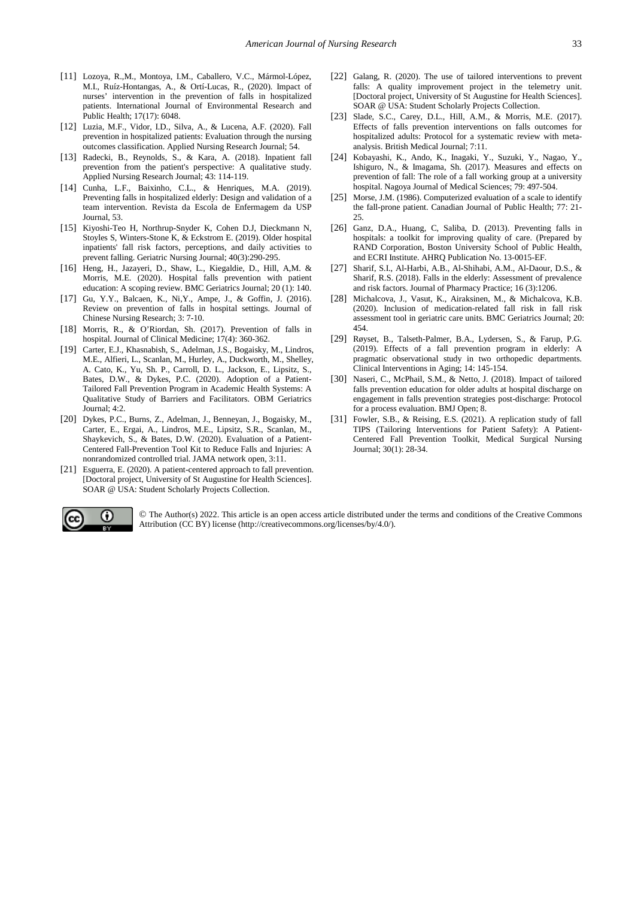[11] Lozoya, R.,M., Montoya, I.M., Caballero, V.C., Mármol-López, M.I., Ruíz-Hontangas, A., & Ortí-Lucas, R., (2020). Impact of nurses' intervention in the prevention of falls in hospitalized patients. International Journal of Environmental Research and Public Health; 17(17): 6048.

[12] Luzia, M.F., Vidor, I.D., Silva, A., & Lucena, A.F. (2020). Fall prevention in hospitalized patients: Evaluation through the nursing outcomes classification. Applied Nursing Research Journal; 54.

[13] Radecki, B., Reynolds, S., & Kara, A. (2018). Inpatient fall prevention from the patient's perspective: A qualitative study. Applied Nursing Research Journal; 43: 114-119.

[14] Cunha, L.F., Baixinho, C.L., & Henriques, M.A. (2019). Preventing falls in hospitalized elderly: Design and validation of a team intervention. Revista da Escola de Enfermagem da USP Journal, 53.

[15] Kiyoshi-Teo H, Northrup-Snyder K, Cohen D.J, Dieckmann N, Stoyles S, Winters-Stone K, & Eckstrom E. (2019). Older hospital inpatients' fall risk factors, perceptions, and daily activities to prevent falling. Geriatric Nursing Journal; 40(3):290-295.

[16] Heng, H., Jazayeri, D., Shaw, L., Kiegaldie, D., Hill, A,M. & Morris, M.E. (2020). Hospital falls prevention with patient education: A scoping review. BMC Geriatrics Journal; 20 (1): 140.

[17] Gu, Y.Y., Balcaen, K., Ni,Y., Ampe, J., & Goffin, J. (2016). Review on prevention of falls in hospital settings. Journal of Chinese Nursing Research; 3: 7-10.

[18] Morris, R., & O'Riordan, Sh. (2017). Prevention of falls in hospital. Journal of Clinical Medicine; 17(4): 360-362.

[19] Carter, E.J., Khasnabish, S., Adelman, J.S., Bogaisky, M., Lindros, M.E., Alfieri, L., Scanlan, M., Hurley, A., Duckworth, M., Shelley, A. Cato, K., Yu, Sh. P., Carroll, D. L., Jackson, E., Lipsitz, S., Bates, D.W., & Dykes, P.C. (2020). Adoption of a Patient-Tailored Fall Prevention Program in Academic Health Systems: A Qualitative Study of Barriers and Facilitators. OBM Geriatrics Journal; 4:2.

[20] Dykes, P.C., Burns, Z., Adelman, J., Benneyan, J., Bogaisky, M., Carter, E., Ergai, A., Lindros, M.E., Lipsitz, S.R., Scanlan, M., Shaykevich, S., & Bates, D.W. (2020). Evaluation of a Patient-Centered Fall-Prevention Tool Kit to Reduce Falls and Injuries: A nonrandomized controlled trial. JAMA network open, 3:11.

[21] Esguerra, E. (2020). A patient-centered approach to fall prevention. [Doctoral project, University of St Augustine for Health Sciences]. SOAR @ USA: Student Scholarly Projects Collection.

[22] Galang, R. (2020). The use of tailored interventions to prevent falls: A quality improvement project in the telemetry unit. [Doctoral project, University of St Augustine for Health Sciences]. SOAR @ USA: Student Scholarly Projects Collection.

[23] Slade, S.C., Carey, D.L., Hill, A.M., & Morris, M.E. (2017). Effects of falls prevention interventions on falls outcomes for hospitalized adults: Protocol for a systematic review with meta-analysis. British Medical Journal; 7:11.

[24] Kobayashi, K., Ando, K., Inagaki, Y., Suzuki, Y., Nagao, Y., Ishiguro, N., & Imagama, Sh. (2017). Measures and effects on prevention of fall: The role of a fall working group at a university hospital. Nagoya Journal of Medical Sciences; 79: 497-504.

[25] Morse, J.M. (1986). Computerized evaluation of a scale to identify the fall-prone patient. Canadian Journal of Public Health; 77: 21-25.

[26] Ganz, D.A., Huang, C, Saliba, D. (2013). Preventing falls in hospitals: a toolkit for improving quality of care. (Prepared by RAND Corporation, Boston University School of Public Health, and ECRI Institute. AHRQ Publication No. 13-0015-EF.

[27] Sharif, S.I., Al-Harbi, A.B., Al-Shihabi, A.M., Al-Daour, D.S., & Sharif, R.S. (2018). Falls in the elderly: Assessment of prevalence and risk factors. Journal of Pharmacy Practice; 16 (3):1206.

[28] Michalcova, J., Vasut, K., Airaksinen, M., & Michalcova, K.B. (2020). Inclusion of medication-related fall risk in fall risk assessment tool in geriatric care units. BMC Geriatrics Journal; 20: 454.

[29] Røyset, B., Talseth-Palmer, B.A., Lydersen, S., & Farup, P.G. (2019). Effects of a fall prevention program in elderly: A pragmatic observational study in two orthopedic departments. Clinical Interventions in Aging; 14: 145-154.

[30] Naseri, C., McPhail, S.M., & Netto, J. (2018). Impact of tailored falls prevention education for older adults at hospital discharge on engagement in falls prevention strategies post-discharge: Protocol for a process evaluation. BMJ Open; 8.

[31] Fowler, S.B., & Reising, E.S. (2021). A replication study of fall TIPS (Tailoring Interventions for Patient Safety): A Patient-Centered Fall Prevention Toolkit, Medical Surgical Nursing Journal; 30(1): 28-34.

© The Author(s) 2022. This article is an open access article distributed under the terms and conditions of the Creative Commons Attribution (CC BY) license (http://creativecommons.org/licenses/by/4.0/).